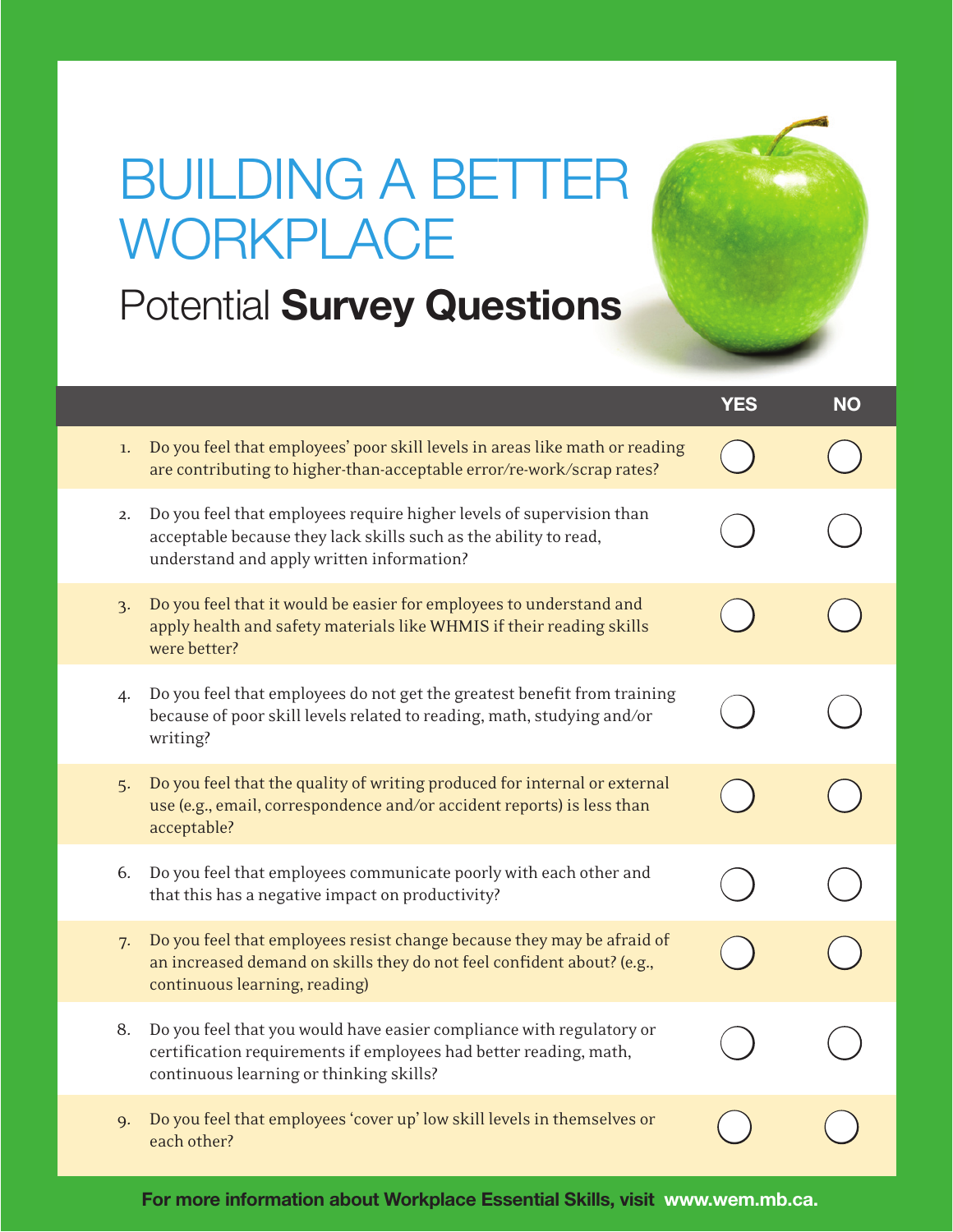# BUILDING A BETTER WORKPLACE

## Potential **Survey Questions**

| | | YES | NO |
|---|---|---|---|
| 1. | Do you feel that employees' poor skill levels in areas like math or reading are contributing to higher-than-acceptable error/re-work/scrap rates? | ◯ | ◯ |
| 2. | Do you feel that employees require higher levels of supervision than acceptable because they lack skills such as the ability to read, understand and apply written information? | ◯ | ◯ |
| 3. | Do you feel that it would be easier for employees to understand and apply health and safety materials like WHMIS if their reading skills were better? | ◯ | ◯ |
| 4. | Do you feel that employees do not get the greatest benefit from training because of poor skill levels related to reading, math, studying and/or writing? | ◯ | ◯ |
| 5. | Do you feel that the quality of writing produced for internal or external use (e.g., email, correspondence and/or accident reports) is less than acceptable? | ◯ | ◯ |
| 6. | Do you feel that employees communicate poorly with each other and that this has a negative impact on productivity? | ◯ | ◯ |
| 7. | Do you feel that employees resist change because they may be afraid of an increased demand on skills they do not feel confident about? (e.g., continuous learning, reading) | ◯ | ◯ |
| 8. | Do you feel that you would have easier compliance with regulatory or certification requirements if employees had better reading, math, continuous learning or thinking skills? | ◯ | ◯ |
| 9. | Do you feel that employees 'cover up' low skill levels in themselves or each other? | ◯ | ◯ |

**For more information about Workplace Essential Skills, visit www.wem.mb.ca.**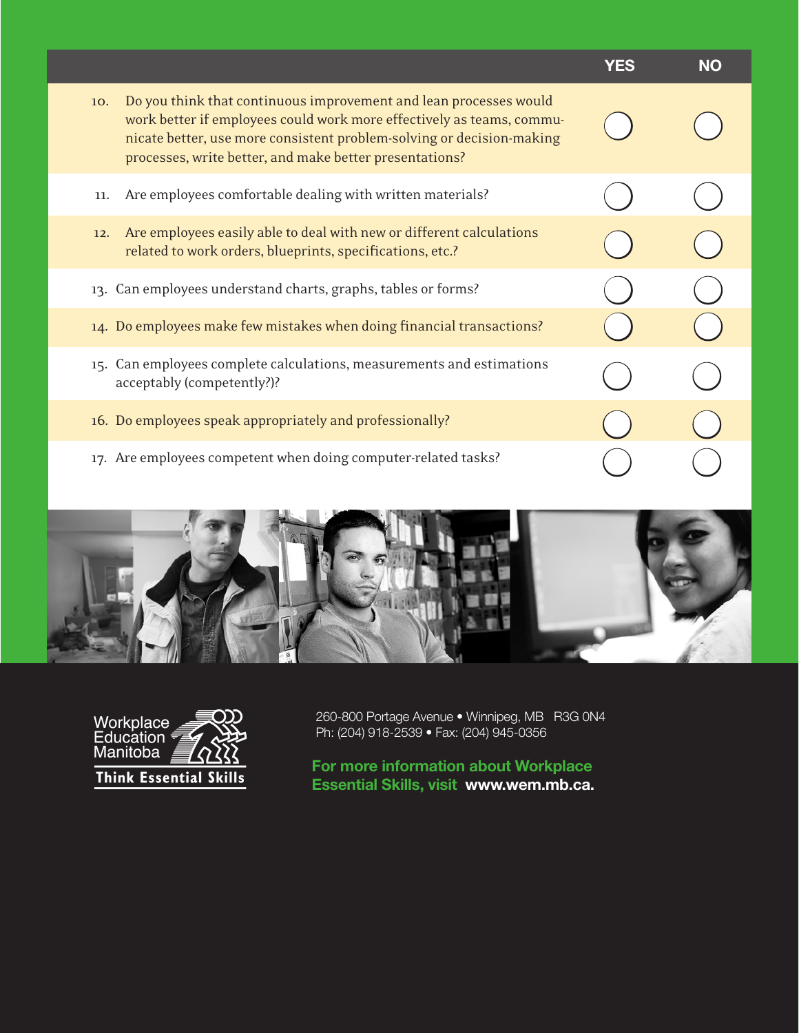| | | YES | NO |
|---|---|---|---|
| 10. | Do you think that continuous improvement and lean processes would work better if employees could work more effectively as teams, communicate better, use more consistent problem-solving or decision-making processes, write better, and make better presentations? | ◯ | ◯ |
| 11. | Are employees comfortable dealing with written materials? | ◯ | ◯ |
| 12. | Are employees easily able to deal with new or different calculations related to work orders, blueprints, specifications, etc.? | ◯ | ◯ |
| 13. | Can employees understand charts, graphs, tables or forms? | ◯ | ◯ |
| 14. | Do employees make few mistakes when doing financial transactions? | ◯ | ◯ |
| 15. | Can employees complete calculations, measurements and estimations acceptably (competently?)? | ◯ | ◯ |
| 16. | Do employees speak appropriately and professionally? | ◯ | ◯ |
| 17. | Are employees competent when doing computer-related tasks? | ◯ | ◯ |

Workplace Education Manitoba

Think Essential Skills

260-800 Portage Avenue • Winnipeg, MB R3G 0N4
Ph: (204) 918-2539 • Fax: (204) 945-0356

**For more information about Workplace Essential Skills, visit www.wem.mb.ca.**